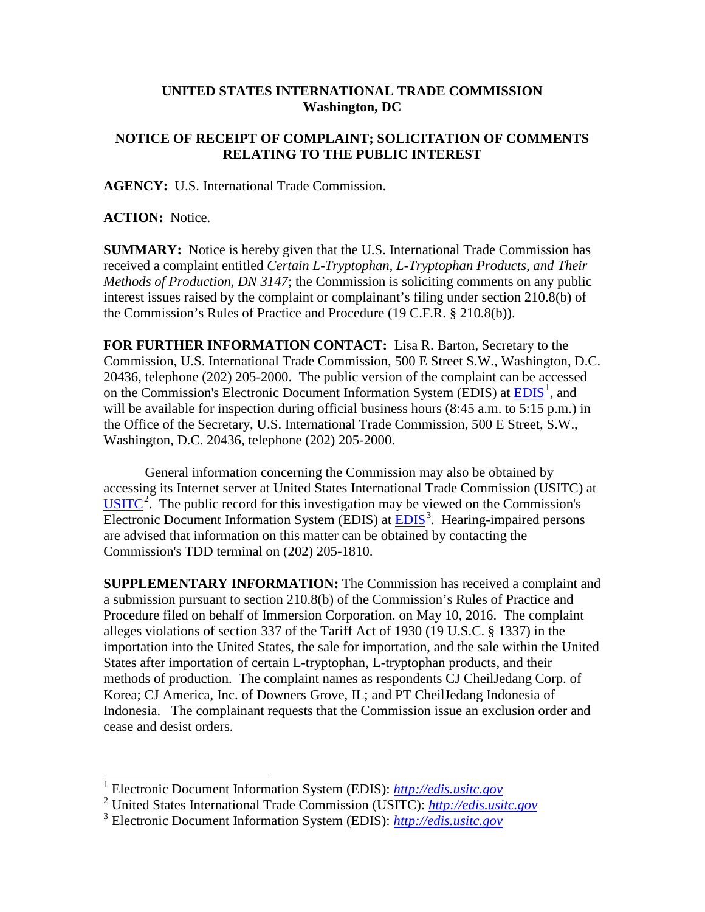**UNITED STATES INTERNATIONAL TRADE COMMISSION**
**Washington, DC**

**NOTICE OF RECEIPT OF COMPLAINT; SOLICITATION OF COMMENTS RELATING TO THE PUBLIC INTEREST**

**AGENCY:** U.S. International Trade Commission.

**ACTION:** Notice.

**SUMMARY:** Notice is hereby given that the U.S. International Trade Commission has received a complaint entitled *Certain L-Tryptophan, L-Tryptophan Products, and Their Methods of Production, DN 3147*; the Commission is soliciting comments on any public interest issues raised by the complaint or complainant's filing under section 210.8(b) of the Commission's Rules of Practice and Procedure (19 C.F.R. § 210.8(b)).

**FOR FURTHER INFORMATION CONTACT:** Lisa R. Barton, Secretary to the Commission, U.S. International Trade Commission, 500 E Street S.W., Washington, D.C. 20436, telephone (202) 205-2000. The public version of the complaint can be accessed on the Commission's Electronic Document Information System (EDIS) at EDIS[1], and will be available for inspection during official business hours (8:45 a.m. to 5:15 p.m.) in the Office of the Secretary, U.S. International Trade Commission, 500 E Street, S.W., Washington, D.C. 20436, telephone (202) 205-2000.

General information concerning the Commission may also be obtained by accessing its Internet server at United States International Trade Commission (USITC) at USITC[2]. The public record for this investigation may be viewed on the Commission's Electronic Document Information System (EDIS) at EDIS[3]. Hearing-impaired persons are advised that information on this matter can be obtained by contacting the Commission's TDD terminal on (202) 205-1810.

**SUPPLEMENTARY INFORMATION:** The Commission has received a complaint and a submission pursuant to section 210.8(b) of the Commission's Rules of Practice and Procedure filed on behalf of Immersion Corporation. on May 10, 2016. The complaint alleges violations of section 337 of the Tariff Act of 1930 (19 U.S.C. § 1337) in the importation into the United States, the sale for importation, and the sale within the United States after importation of certain L-tryptophan, L-tryptophan products, and their methods of production. The complaint names as respondents CJ CheilJedang Corp. of Korea; CJ America, Inc. of Downers Grove, IL; and PT CheilJedang Indonesia of Indonesia. The complainant requests that the Commission issue an exclusion order and cease and desist orders.

---

[1] Electronic Document Information System (EDIS): *http://edis.usitc.gov*

[2] United States International Trade Commission (USITC): *http://edis.usitc.gov*

[3] Electronic Document Information System (EDIS): *http://edis.usitc.gov*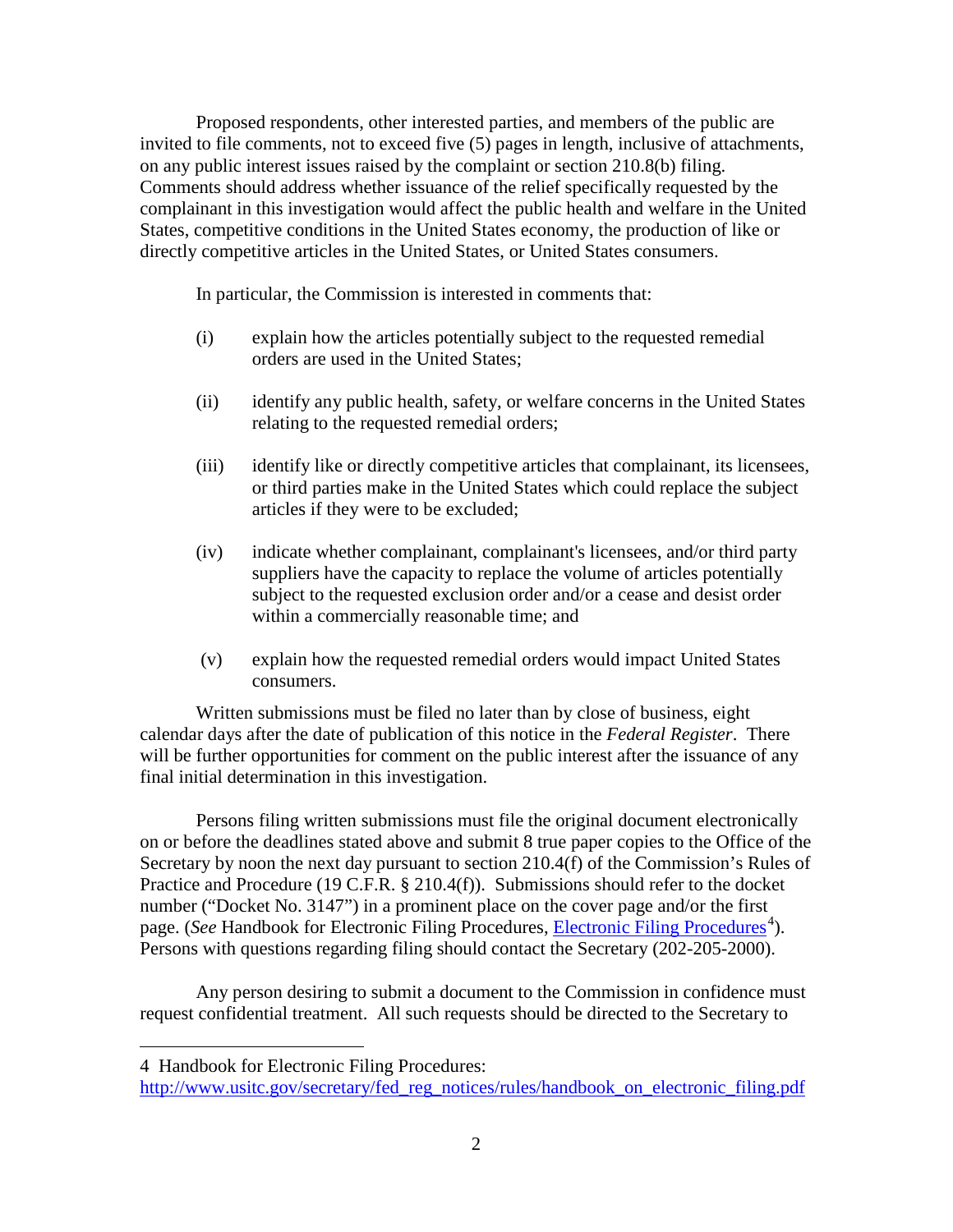Proposed respondents, other interested parties, and members of the public are invited to file comments, not to exceed five (5) pages in length, inclusive of attachments, on any public interest issues raised by the complaint or section 210.8(b) filing. Comments should address whether issuance of the relief specifically requested by the complainant in this investigation would affect the public health and welfare in the United States, competitive conditions in the United States economy, the production of like or directly competitive articles in the United States, or United States consumers.

In particular, the Commission is interested in comments that:

(i) explain how the articles potentially subject to the requested remedial orders are used in the United States;

(ii) identify any public health, safety, or welfare concerns in the United States relating to the requested remedial orders;

(iii) identify like or directly competitive articles that complainant, its licensees, or third parties make in the United States which could replace the subject articles if they were to be excluded;

(iv) indicate whether complainant, complainant's licensees, and/or third party suppliers have the capacity to replace the volume of articles potentially subject to the requested exclusion order and/or a cease and desist order within a commercially reasonable time; and

(v) explain how the requested remedial orders would impact United States consumers.

Written submissions must be filed no later than by close of business, eight calendar days after the date of publication of this notice in the *Federal Register*. There will be further opportunities for comment on the public interest after the issuance of any final initial determination in this investigation.

Persons filing written submissions must file the original document electronically on or before the deadlines stated above and submit 8 true paper copies to the Office of the Secretary by noon the next day pursuant to section 210.4(f) of the Commission's Rules of Practice and Procedure (19 C.F.R. § 210.4(f)). Submissions should refer to the docket number ("Docket No. 3147") in a prominent place on the cover page and/or the first page. (*See* Handbook for Electronic Filing Procedures, Electronic Filing Procedures[4]). Persons with questions regarding filing should contact the Secretary (202-205-2000).

Any person desiring to submit a document to the Commission in confidence must request confidential treatment. All such requests should be directed to the Secretary to

---

4 Handbook for Electronic Filing Procedures: http://www.usitc.gov/secretary/fed_reg_notices/rules/handbook_on_electronic_filing.pdf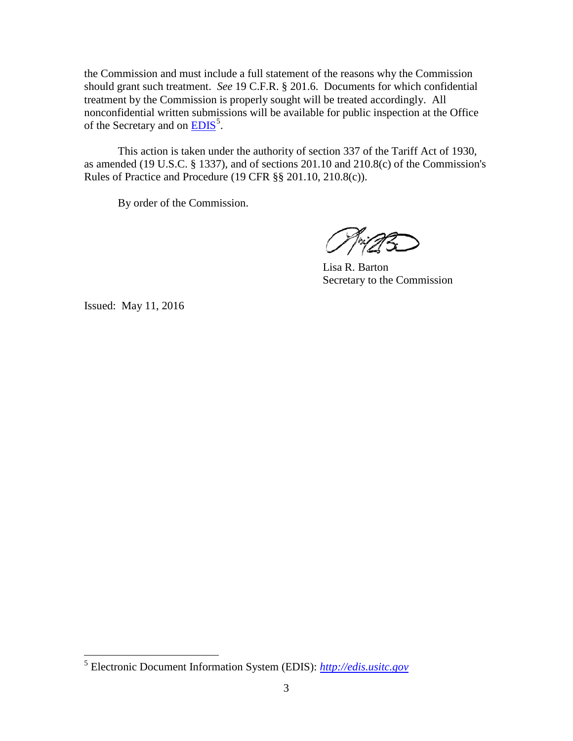the Commission and must include a full statement of the reasons why the Commission should grant such treatment. *See* 19 C.F.R. § 201.6. Documents for which confidential treatment by the Commission is properly sought will be treated accordingly. All nonconfidential written submissions will be available for public inspection at the Office of the Secretary and on EDIS[5].

This action is taken under the authority of section 337 of the Tariff Act of 1930, as amended (19 U.S.C. § 1337), and of sections 201.10 and 210.8(c) of the Commission's Rules of Practice and Procedure (19 CFR §§ 201.10, 210.8(c)).

By order of the Commission.

Lisa R. Barton
Secretary to the Commission

Issued: May 11, 2016

[5] Electronic Document Information System (EDIS): *http://edis.usitc.gov*